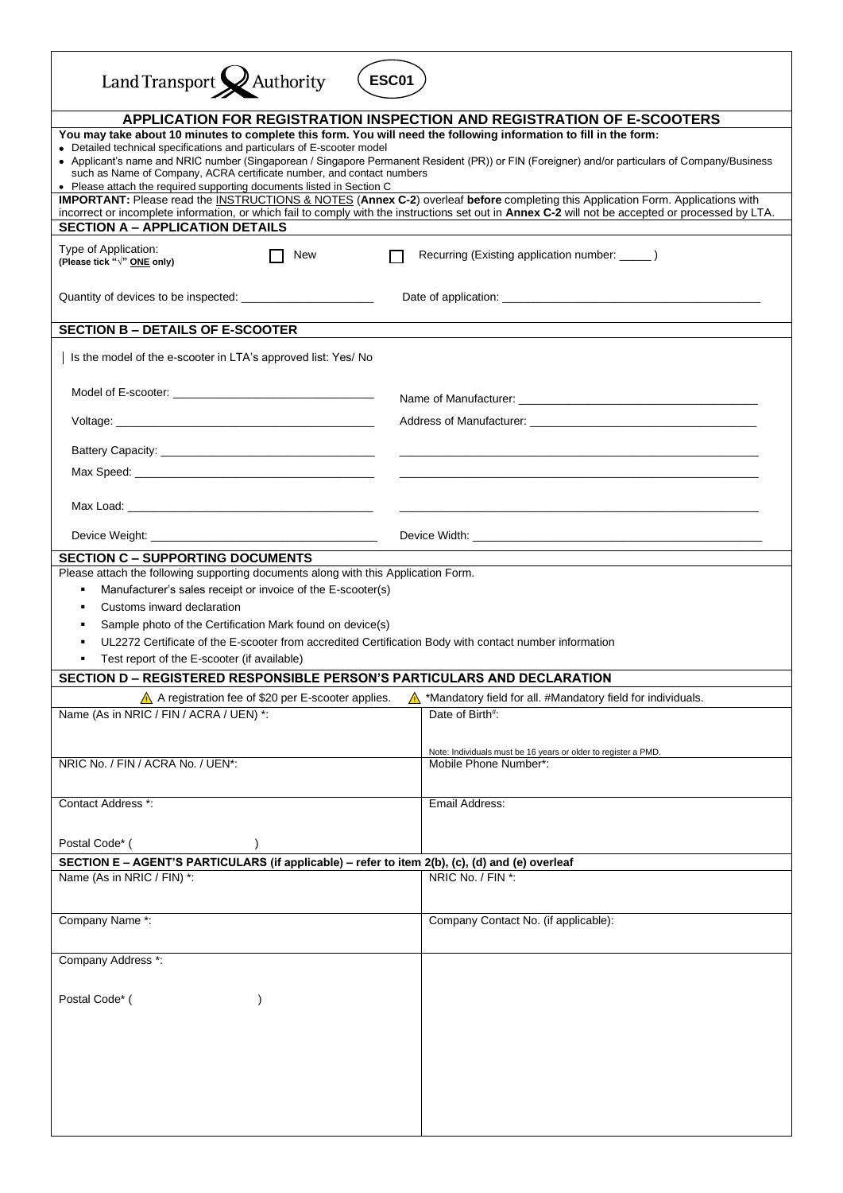Land Transport Authority **ESC01**

# APPLICATION FOR REGISTRATION INSPECTION AND REGISTRATION OF E-SCOOTERS

**You may take about 10 minutes to complete this form. You will need the following information to fill in the form:**

- Detailed technical specifications and particulars of E-scooter model
- Applicant's name and NRIC number (Singaporean / Singapore Permanent Resident (PR)) or FIN (Foreigner) and/or particulars of Company/Business such as Name of Company, ACRA certificate number, and contact numbers
- Please attach the required supporting documents listed in Section C

**IMPORTANT:** Please read the INSTRUCTIONS & NOTES (**Annex C-2**) overleaf **before** completing this Application Form. Applications with incorrect or incomplete information, or which fail to comply with the instructions set out in **Annex C-2** will not be accepted or processed by LTA.

## SECTION A – APPLICATION DETAILS

Type of Application: **(Please tick "√" ONE only)** ☐ New ☐ Recurring (Existing application number: _____ )

Quantity of devices to be inspected: ____________________ Date of application: ________________________________________

## SECTION B – DETAILS OF E-SCOOTER

Is the model of the e-scooter in LTA's approved list: Yes/ No

Model of E-scooter: ________________________________ Name of Manufacturer: ______________________________________

Voltage: ________________________________________ Address of Manufacturer: ____________________________________

Battery Capacity: __________________________________ __________________________________________________________

Max Speed: ______________________________________ __________________________________________________________

Max Load: _______________________________________ __________________________________________________________

Device Weight: ____________________________________ Device Width: _______________________________________________

## SECTION C – SUPPORTING DOCUMENTS

Please attach the following supporting documents along with this Application Form.

- Manufacturer's sales receipt or invoice of the E-scooter(s)
- Customs inward declaration
- Sample photo of the Certification Mark found on device(s)
- UL2272 Certificate of the E-scooter from accredited Certification Body with contact number information
- Test report of the E-scooter (if available)

## SECTION D – REGISTERED RESPONSIBLE PERSON'S PARTICULARS AND DECLARATION

⚠ A registration fee of $20 per E-scooter applies. ⚠ *Mandatory field for all. #Mandatory field for individuals.

| | |
|---|---|
| Name (As in NRIC / FIN / ACRA / UEN) *: | Date of Birth#:<br><br>Note: Individuals must be 16 years or older to register a PMD. |
| NRIC No. / FIN / ACRA No. / UEN*: | Mobile Phone Number*: |
| Contact Address *:<br><br>Postal Code* (                    ) | Email Address: |

## SECTION E – AGENT'S PARTICULARS (if applicable) – refer to item 2(b), (c), (d) and (e) overleaf

| | |
|---|---|
| Name (As in NRIC / FIN) *: | NRIC No. / FIN *: |
| Company Name *: | Company Contact No. (if applicable): |
| Company Address *:<br><br>Postal Code* (                    ) | |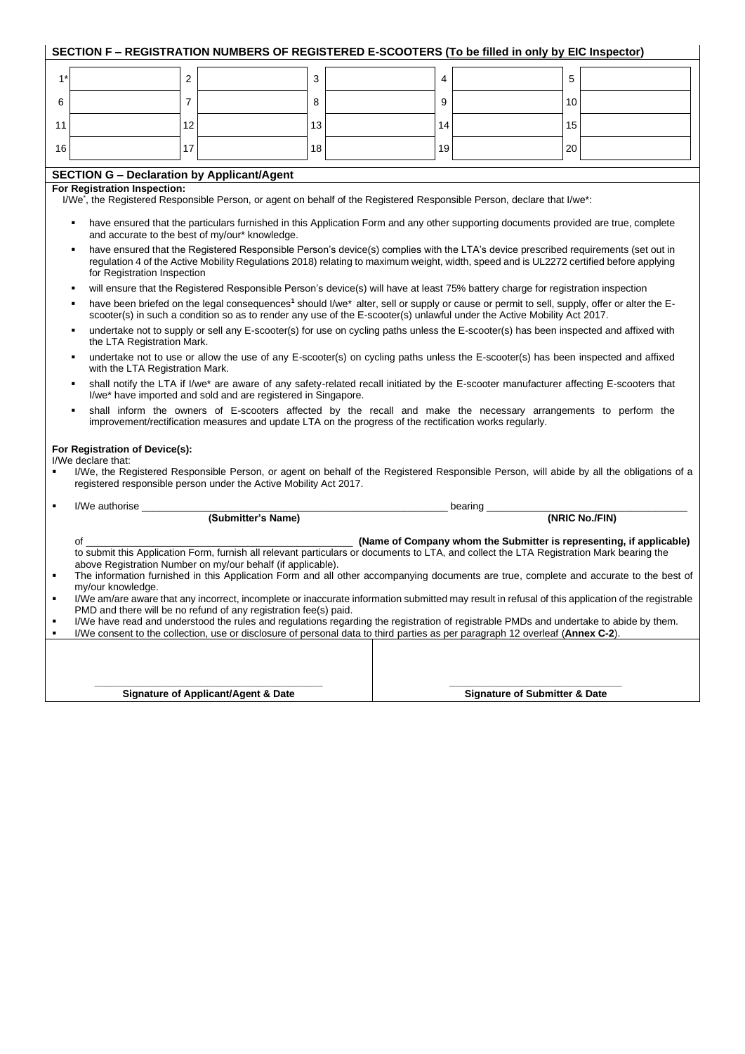## SECTION F – REGISTRATION NUMBERS OF REGISTERED E-SCOOTERS (To be filled in only by EIC Inspector)

| | | | | | | | | | |
|---|---|---|---|---|---|---|---|---|---|
| 1* | | 2 | | 3 | | 4 | | 5 | |
| 6 | | 7 | | 8 | | 9 | | 10 | |
| 11 | | 12 | | 13 | | 14 | | 15 | |
| 16 | | 17 | | 18 | | 19 | | 20 | |

## SECTION G – Declaration by Applicant/Agent

**For Registration Inspection:**

I/We*, the Registered Responsible Person, or agent on behalf of the Registered Responsible Person, declare that I/we*:

- have ensured that the particulars furnished in this Application Form and any other supporting documents provided are true, complete and accurate to the best of my/our* knowledge.
- have ensured that the Registered Responsible Person's device(s) complies with the LTA's device prescribed requirements (set out in regulation 4 of the Active Mobility Regulations 2018) relating to maximum weight, width, speed and is UL2272 certified before applying for Registration Inspection
- will ensure that the Registered Responsible Person's device(s) will have at least 75% battery charge for registration inspection
- have been briefed on the legal consequences[1] should I/we* alter, sell or supply or cause or permit to sell, supply, offer or alter the E-scooter(s) in such a condition so as to render any use of the E-scooter(s) unlawful under the Active Mobility Act 2017.
- undertake not to supply or sell any E-scooter(s) for use on cycling paths unless the E-scooter(s) has been inspected and affixed with the LTA Registration Mark.
- undertake not to use or allow the use of any E-scooter(s) on cycling paths unless the E-scooter(s) has been inspected and affixed with the LTA Registration Mark.
- shall notify the LTA if I/we* are aware of any safety-related recall initiated by the E-scooter manufacturer affecting E-scooters that I/we* have imported and sold and are registered in Singapore.
- shall inform the owners of E-scooters affected by the recall and make the necessary arrangements to perform the improvement/rectification measures and update LTA on the progress of the rectification works regularly.

**For Registration of Device(s):**

I/We declare that:

- I/We, the Registered Responsible Person, or agent on behalf of the Registered Responsible Person, will abide by all the obligations of a registered responsible person under the Active Mobility Act 2017.
- I/We authorise ______________________________ **(Submitter's Name)** bearing ______________________ **(NRIC No./FIN)**

  of ______________________________ **(Name of Company whom the Submitter is representing, if applicable)** to submit this Application Form, furnish all relevant particulars or documents to LTA, and collect the LTA Registration Mark bearing the above Registration Number on my/our behalf (if applicable).
- The information furnished in this Application Form and all other accompanying documents are true, complete and accurate to the best of my/our knowledge.
- I/We am/are aware that any incorrect, incomplete or inaccurate information submitted may result in refusal of this application of the registrable PMD and there will be no refund of any registration fee(s) paid.
- I/We have read and understood the rules and regulations regarding the registration of registrable PMDs and undertake to abide by them.
- I/We consent to the collection, use or disclosure of personal data to third parties as per paragraph 12 overleaf (**Annex C-2**).

| ______________________________ | ______________________________ |
|---|---|
| **Signature of Applicant/Agent & Date** | **Signature of Submitter & Date** |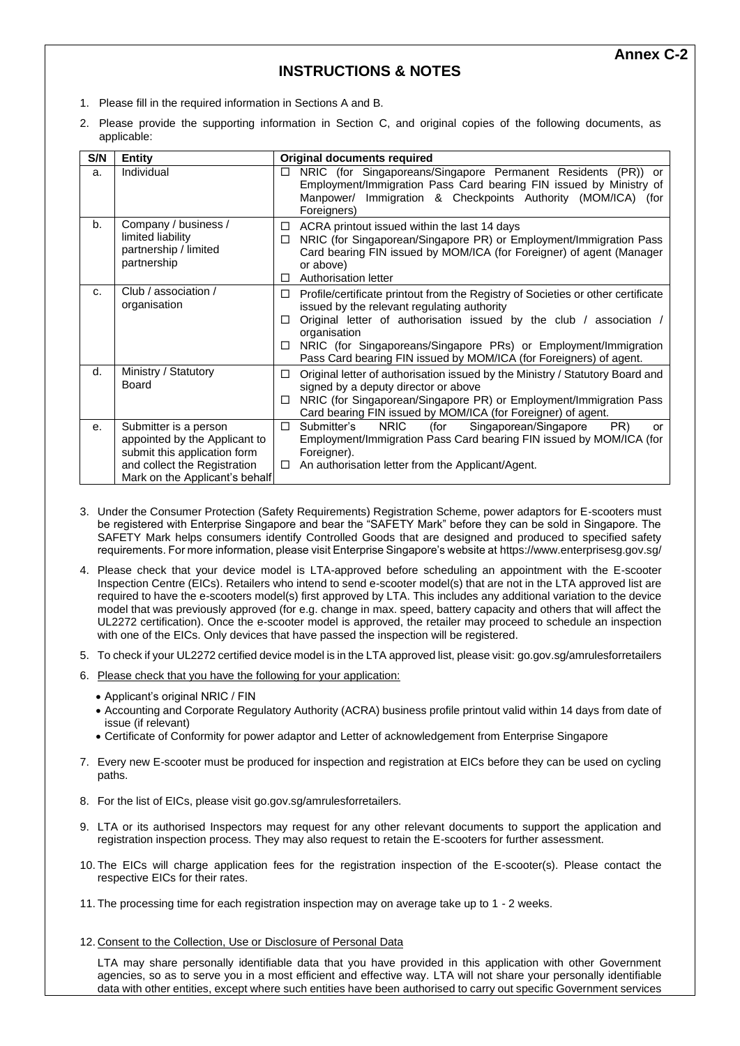**Annex C-2**

# INSTRUCTIONS & NOTES

1. Please fill in the required information in Sections A and B.
2. Please provide the supporting information in Section C, and original copies of the following documents, as applicable:

| S/N | Entity | Original documents required |
|---|---|---|
| a. | Individual | ☐ NRIC (for Singaporeans/Singapore Permanent Residents (PR)) or Employment/Immigration Pass Card bearing FIN issued by Ministry of Manpower/ Immigration & Checkpoints Authority (MOM/ICA) (for Foreigners) |
| b. | Company / business / limited liability partnership / limited partnership | ☐ ACRA printout issued within the last 14 days<br>☐ NRIC (for Singaporean/Singapore PR) or Employment/Immigration Pass Card bearing FIN issued by MOM/ICA (for Foreigner) of agent (Manager or above)<br>☐ Authorisation letter |
| c. | Club / association / organisation | ☐ Profile/certificate printout from the Registry of Societies or other certificate issued by the relevant regulating authority<br>☐ Original letter of authorisation issued by the club / association / organisation<br>☐ NRIC (for Singaporeans/Singapore PRs) or Employment/Immigration Pass Card bearing FIN issued by MOM/ICA (for Foreigners) of agent. |
| d. | Ministry / Statutory Board | ☐ Original letter of authorisation issued by the Ministry / Statutory Board and signed by a deputy director or above<br>☐ NRIC (for Singaporean/Singapore PR) or Employment/Immigration Pass Card bearing FIN issued by MOM/ICA (for Foreigner) of agent. |
| e. | Submitter is a person appointed by the Applicant to submit this application form and collect the Registration Mark on the Applicant's behalf | ☐ Submitter's NRIC (for Singaporean/Singapore PR) or Employment/Immigration Pass Card bearing FIN issued by MOM/ICA (for Foreigner).<br>☐ An authorisation letter from the Applicant/Agent. |

3. Under the Consumer Protection (Safety Requirements) Registration Scheme, power adaptors for E-scooters must be registered with Enterprise Singapore and bear the "SAFETY Mark" before they can be sold in Singapore. The SAFETY Mark helps consumers identify Controlled Goods that are designed and produced to specified safety requirements. For more information, please visit Enterprise Singapore's website at https://www.enterprisesg.gov.sg/
4. Please check that your device model is LTA-approved before scheduling an appointment with the E-scooter Inspection Centre (EICs). Retailers who intend to send e-scooter model(s) that are not in the LTA approved list are required to have the e-scooters model(s) first approved by LTA. This includes any additional variation to the device model that was previously approved (for e.g. change in max. speed, battery capacity and others that will affect the UL2272 certification). Once the e-scooter model is approved, the retailer may proceed to schedule an inspection with one of the EICs. Only devices that have passed the inspection will be registered.
5. To check if your UL2272 certified device model is in the LTA approved list, please visit: go.gov.sg/amrulesforretailers
6. <u>Please check that you have the following for your application:</u>
   - Applicant's original NRIC / FIN
   - Accounting and Corporate Regulatory Authority (ACRA) business profile printout valid within 14 days from date of issue (if relevant)
   - Certificate of Conformity for power adaptor and Letter of acknowledgement from Enterprise Singapore
7. Every new E-scooter must be produced for inspection and registration at EICs before they can be used on cycling paths.
8. For the list of EICs, please visit go.gov.sg/amrulesforretailers.
9. LTA or its authorised Inspectors may request for any other relevant documents to support the application and registration inspection process. They may also request to retain the E-scooters for further assessment.
10. The EICs will charge application fees for the registration inspection of the E-scooter(s). Please contact the respective EICs for their rates.
11. The processing time for each registration inspection may on average take up to 1 - 2 weeks.
12. <u>Consent to the Collection, Use or Disclosure of Personal Data</u>

    LTA may share personally identifiable data that you have provided in this application with other Government agencies, so as to serve you in a most efficient and effective way. LTA will not share your personally identifiable data with other entities, except where such entities have been authorised to carry out specific Government services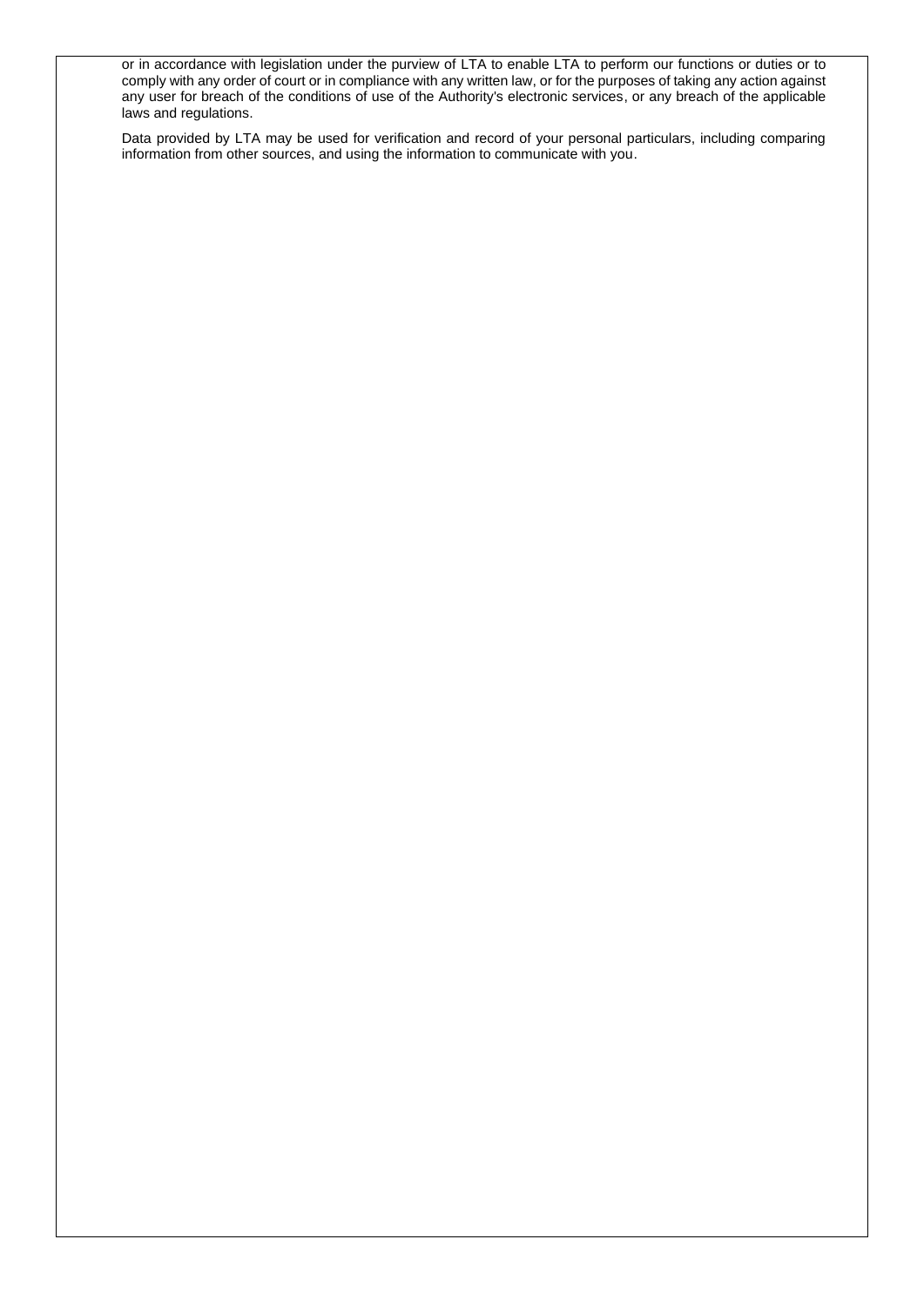or in accordance with legislation under the purview of LTA to enable LTA to perform our functions or duties or to comply with any order of court or in compliance with any written law, or for the purposes of taking any action against any user for breach of the conditions of use of the Authority's electronic services, or any breach of the applicable laws and regulations.

Data provided by LTA may be used for verification and record of your personal particulars, including comparing information from other sources, and using the information to communicate with you.